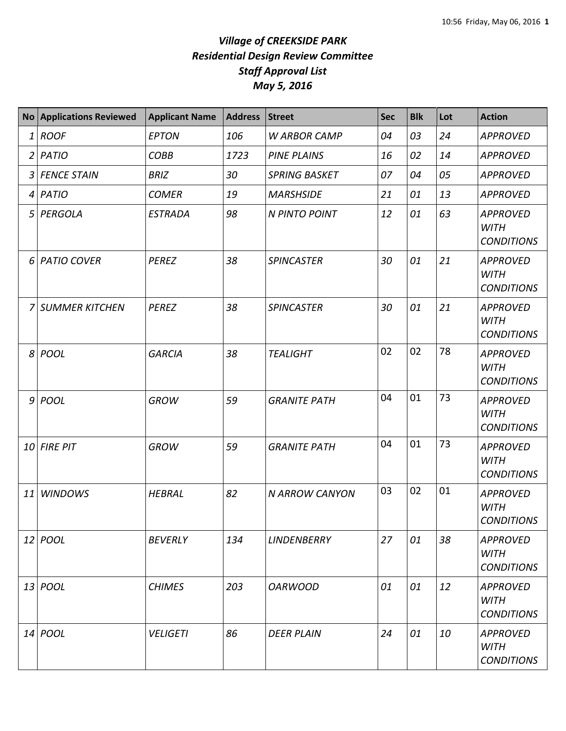# *Village of CREEKSIDE PARK*
## *Residential Design Review Committee*
## *Staff Approval List*
## *May 5, 2016*

| No | Applications Reviewed | Applicant Name | Address | Street | Sec | Blk | Lot | Action |
|---|---|---|---|---|---|---|---|---|
| 1 | ROOF | EPTON | 106 | W ARBOR CAMP | 04 | 03 | 24 | APPROVED |
| 2 | PATIO | COBB | 1723 | PINE PLAINS | 16 | 02 | 14 | APPROVED |
| 3 | FENCE STAIN | BRIZ | 30 | SPRING BASKET | 07 | 04 | 05 | APPROVED |
| 4 | PATIO | COMER | 19 | MARSHSIDE | 21 | 01 | 13 | APPROVED |
| 5 | PERGOLA | ESTRADA | 98 | N PINTO POINT | 12 | 01 | 63 | APPROVED WITH CONDITIONS |
| 6 | PATIO COVER | PEREZ | 38 | SPINCASTER | 30 | 01 | 21 | APPROVED WITH CONDITIONS |
| 7 | SUMMER KITCHEN | PEREZ | 38 | SPINCASTER | 30 | 01 | 21 | APPROVED WITH CONDITIONS |
| 8 | POOL | GARCIA | 38 | TEALIGHT | 02 | 02 | 78 | APPROVED WITH CONDITIONS |
| 9 | POOL | GROW | 59 | GRANITE PATH | 04 | 01 | 73 | APPROVED WITH CONDITIONS |
| 10 | FIRE PIT | GROW | 59 | GRANITE PATH | 04 | 01 | 73 | APPROVED WITH CONDITIONS |
| 11 | WINDOWS | HEBRAL | 82 | N ARROW CANYON | 03 | 02 | 01 | APPROVED WITH CONDITIONS |
| 12 | POOL | BEVERLY | 134 | LINDENBERRY | 27 | 01 | 38 | APPROVED WITH CONDITIONS |
| 13 | POOL | CHIMES | 203 | OARWOOD | 01 | 01 | 12 | APPROVED WITH CONDITIONS |
| 14 | POOL | VELIGETI | 86 | DEER PLAIN | 24 | 01 | 10 | APPROVED WITH CONDITIONS |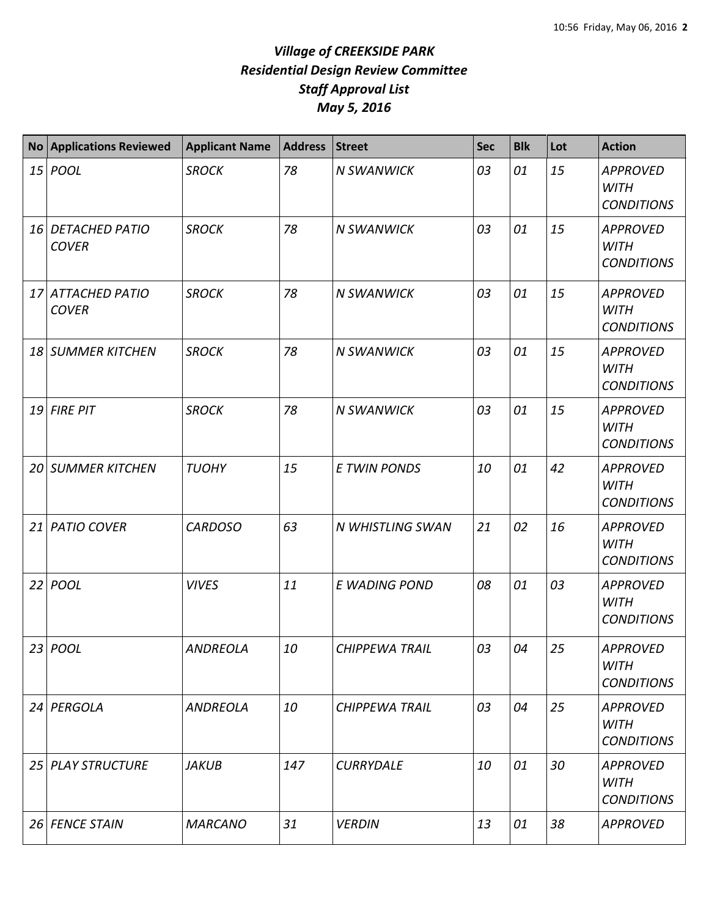# *Village of CREEKSIDE PARK*
## *Residential Design Review Committee*
## *Staff Approval List*
## *May 5, 2016*

| No | Applications Reviewed | Applicant Name | Address | Street | Sec | Blk | Lot | Action |
|---|---|---|---|---|---|---|---|---|
| 15 | POOL | SROCK | 78 | N SWANWICK | 03 | 01 | 15 | APPROVED WITH CONDITIONS |
| 16 | DETACHED PATIO COVER | SROCK | 78 | N SWANWICK | 03 | 01 | 15 | APPROVED WITH CONDITIONS |
| 17 | ATTACHED PATIO COVER | SROCK | 78 | N SWANWICK | 03 | 01 | 15 | APPROVED WITH CONDITIONS |
| 18 | SUMMER KITCHEN | SROCK | 78 | N SWANWICK | 03 | 01 | 15 | APPROVED WITH CONDITIONS |
| 19 | FIRE PIT | SROCK | 78 | N SWANWICK | 03 | 01 | 15 | APPROVED WITH CONDITIONS |
| 20 | SUMMER KITCHEN | TUOHY | 15 | E TWIN PONDS | 10 | 01 | 42 | APPROVED WITH CONDITIONS |
| 21 | PATIO COVER | CARDOSO | 63 | N WHISTLING SWAN | 21 | 02 | 16 | APPROVED WITH CONDITIONS |
| 22 | POOL | VIVES | 11 | E WADING POND | 08 | 01 | 03 | APPROVED WITH CONDITIONS |
| 23 | POOL | ANDREOLA | 10 | CHIPPEWA TRAIL | 03 | 04 | 25 | APPROVED WITH CONDITIONS |
| 24 | PERGOLA | ANDREOLA | 10 | CHIPPEWA TRAIL | 03 | 04 | 25 | APPROVED WITH CONDITIONS |
| 25 | PLAY STRUCTURE | JAKUB | 147 | CURRYDALE | 10 | 01 | 30 | APPROVED WITH CONDITIONS |
| 26 | FENCE STAIN | MARCANO | 31 | VERDIN | 13 | 01 | 38 | APPROVED |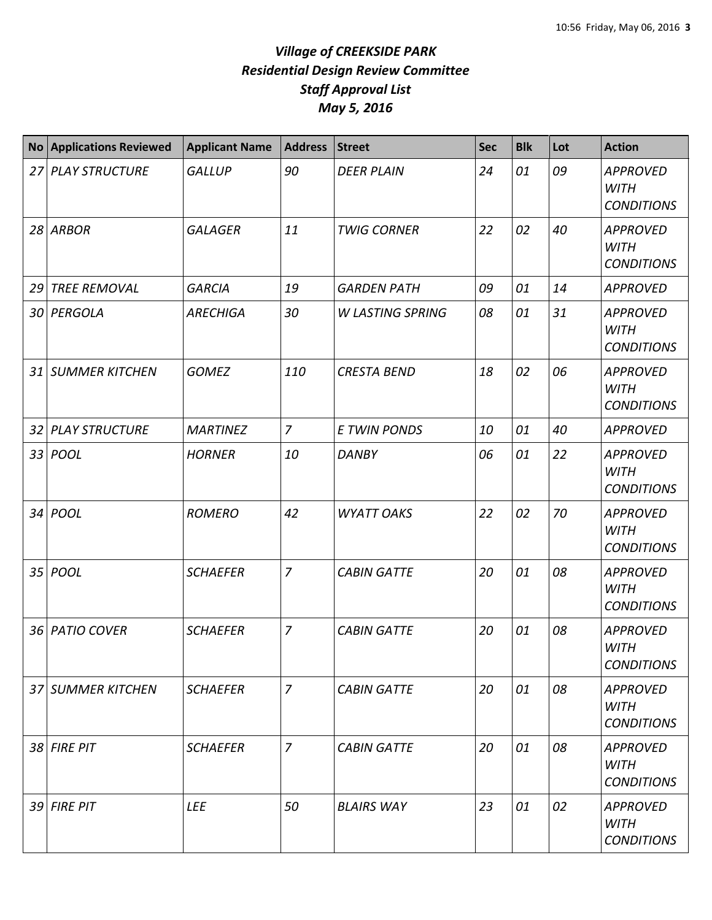# *Village of CREEKSIDE PARK*
# *Residential Design Review Committee*
# *Staff Approval List*
# *May 5, 2016*

| No | Applications Reviewed | Applicant Name | Address | Street | Sec | Blk | Lot | Action |
|---|---|---|---|---|---|---|---|---|
| *27* | *PLAY STRUCTURE* | *GALLUP* | *90* | *DEER PLAIN* | *24* | *01* | *09* | *APPROVED WITH CONDITIONS* |
| *28* | *ARBOR* | *GALAGER* | *11* | *TWIG CORNER* | *22* | *02* | *40* | *APPROVED WITH CONDITIONS* |
| *29* | *TREE REMOVAL* | *GARCIA* | *19* | *GARDEN PATH* | *09* | *01* | *14* | *APPROVED* |
| *30* | *PERGOLA* | *ARECHIGA* | *30* | *W LASTING SPRING* | *08* | *01* | *31* | *APPROVED WITH CONDITIONS* |
| *31* | *SUMMER KITCHEN* | *GOMEZ* | *110* | *CRESTA BEND* | *18* | *02* | *06* | *APPROVED WITH CONDITIONS* |
| *32* | *PLAY STRUCTURE* | *MARTINEZ* | *7* | *E TWIN PONDS* | *10* | *01* | *40* | *APPROVED* |
| *33* | *POOL* | *HORNER* | *10* | *DANBY* | *06* | *01* | *22* | *APPROVED WITH CONDITIONS* |
| *34* | *POOL* | *ROMERO* | *42* | *WYATT OAKS* | *22* | *02* | *70* | *APPROVED WITH CONDITIONS* |
| *35* | *POOL* | *SCHAEFER* | *7* | *CABIN GATTE* | *20* | *01* | *08* | *APPROVED WITH CONDITIONS* |
| *36* | *PATIO COVER* | *SCHAEFER* | *7* | *CABIN GATTE* | *20* | *01* | *08* | *APPROVED WITH CONDITIONS* |
| *37* | *SUMMER KITCHEN* | *SCHAEFER* | *7* | *CABIN GATTE* | *20* | *01* | *08* | *APPROVED WITH CONDITIONS* |
| *38* | *FIRE PIT* | *SCHAEFER* | *7* | *CABIN GATTE* | *20* | *01* | *08* | *APPROVED WITH CONDITIONS* |
| *39* | *FIRE PIT* | *LEE* | *50* | *BLAIRS WAY* | *23* | *01* | *02* | *APPROVED WITH CONDITIONS* |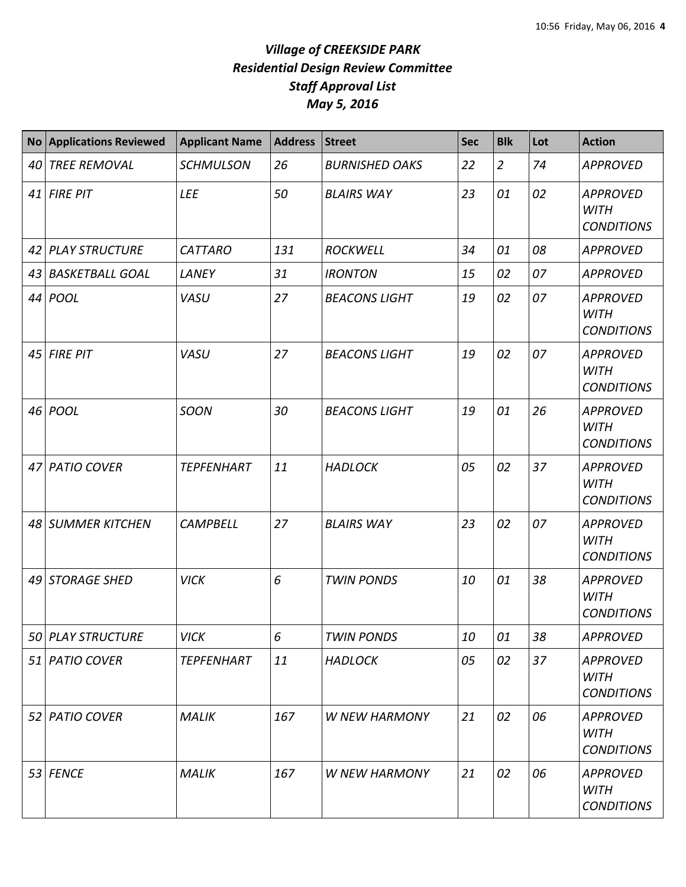# *Village of CREEKSIDE PARK*
## *Residential Design Review Committee*
## *Staff Approval List*
## *May 5, 2016*

| No | Applications Reviewed | Applicant Name | Address | Street | Sec | Blk | Lot | Action |
|---|---|---|---|---|---|---|---|---|
| *40* | *TREE REMOVAL* | *SCHMULSON* | *26* | *BURNISHED OAKS* | *22* | *2* | *74* | *APPROVED* |
| *41* | *FIRE PIT* | *LEE* | *50* | *BLAIRS WAY* | *23* | *01* | *02* | *APPROVED WITH CONDITIONS* |
| *42* | *PLAY STRUCTURE* | *CATTARO* | *131* | *ROCKWELL* | *34* | *01* | *08* | *APPROVED* |
| *43* | *BASKETBALL GOAL* | *LANEY* | *31* | *IRONTON* | *15* | *02* | *07* | *APPROVED* |
| *44* | *POOL* | *VASU* | *27* | *BEACONS LIGHT* | *19* | *02* | *07* | *APPROVED WITH CONDITIONS* |
| *45* | *FIRE PIT* | *VASU* | *27* | *BEACONS LIGHT* | *19* | *02* | *07* | *APPROVED WITH CONDITIONS* |
| *46* | *POOL* | *SOON* | *30* | *BEACONS LIGHT* | *19* | *01* | *26* | *APPROVED WITH CONDITIONS* |
| *47* | *PATIO COVER* | *TEPFENHART* | *11* | *HADLOCK* | *05* | *02* | *37* | *APPROVED WITH CONDITIONS* |
| *48* | *SUMMER KITCHEN* | *CAMPBELL* | *27* | *BLAIRS WAY* | *23* | *02* | *07* | *APPROVED WITH CONDITIONS* |
| *49* | *STORAGE SHED* | *VICK* | *6* | *TWIN PONDS* | *10* | *01* | *38* | *APPROVED WITH CONDITIONS* |
| *50* | *PLAY STRUCTURE* | *VICK* | *6* | *TWIN PONDS* | *10* | *01* | *38* | *APPROVED* |
| *51* | *PATIO COVER* | *TEPFENHART* | *11* | *HADLOCK* | *05* | *02* | *37* | *APPROVED WITH CONDITIONS* |
| *52* | *PATIO COVER* | *MALIK* | *167* | *W NEW HARMONY* | *21* | *02* | *06* | *APPROVED WITH CONDITIONS* |
| *53* | *FENCE* | *MALIK* | *167* | *W NEW HARMONY* | *21* | *02* | *06* | *APPROVED WITH CONDITIONS* |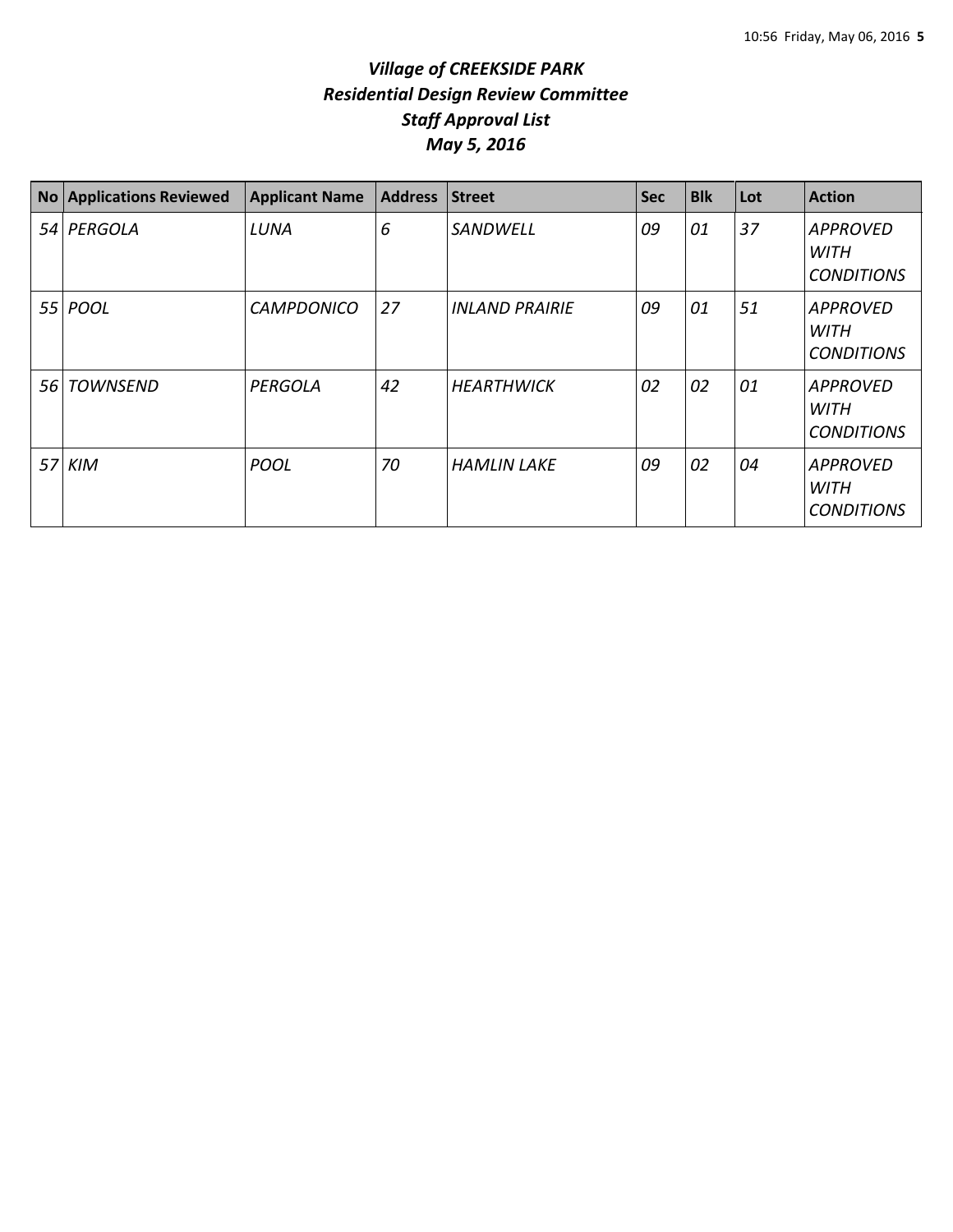# *Village of CREEKSIDE PARK*
## *Residential Design Review Committee*
## *Staff Approval List*
## *May 5, 2016*

| No | Applications Reviewed | Applicant Name | Address | Street | Sec | Blk | Lot | Action |
|---|---|---|---|---|---|---|---|---|
| *54* | *PERGOLA* | *LUNA* | *6* | *SANDWELL* | *09* | *01* | *37* | *APPROVED WITH CONDITIONS* |
| *55* | *POOL* | *CAMPDONICO* | *27* | *INLAND PRAIRIE* | *09* | *01* | *51* | *APPROVED WITH CONDITIONS* |
| *56* | *TOWNSEND* | *PERGOLA* | *42* | *HEARTHWICK* | *02* | *02* | *01* | *APPROVED WITH CONDITIONS* |
| *57* | *KIM* | *POOL* | *70* | *HAMLIN LAKE* | *09* | *02* | *04* | *APPROVED WITH CONDITIONS* |